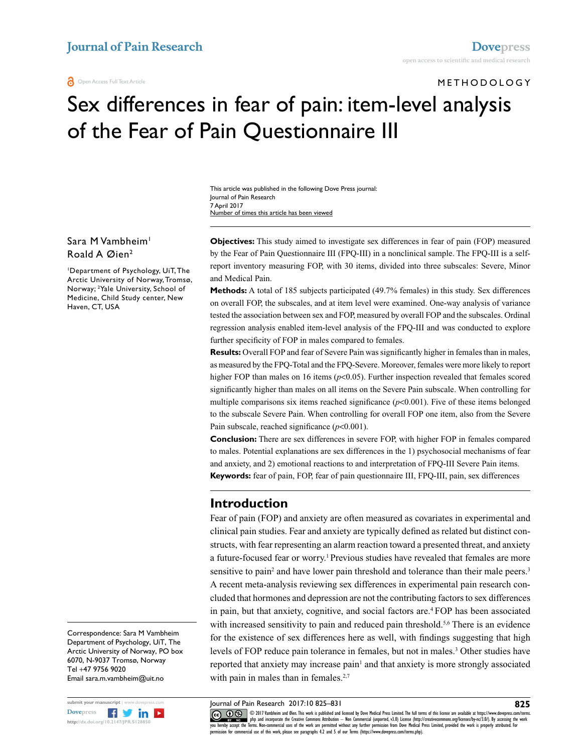METHODOLOGY

# Sex differences in fear of pain: item-level analysis of the Fear of Pain Questionnaire III

This article was published in the following Dove Press journal:
Journal of Pain Research
7 April 2017
Number of times this article has been viewed

Sara M Vambheim[1]
Roald A Øien[2]

[1]Department of Psychology, UiT, The Arctic University of Norway, Tromsø, Norway; [2]Yale University, School of Medicine, Child Study center, New Haven, CT, USA

**Objectives:** This study aimed to investigate sex differences in fear of pain (FOP) measured by the Fear of Pain Questionnaire III (FPQ-III) in a nonclinical sample. The FPQ-III is a self-report inventory measuring FOP, with 30 items, divided into three subscales: Severe, Minor and Medical Pain.

**Methods:** A total of 185 subjects participated (49.7% females) in this study. Sex differences on overall FOP, the subscales, and at item level were examined. One-way analysis of variance tested the association between sex and FOP, measured by overall FOP and the subscales. Ordinal regression analysis enabled item-level analysis of the FPQ-III and was conducted to explore further specificity of FOP in males compared to females.

**Results:** Overall FOP and fear of Severe Pain was significantly higher in females than in males, as measured by the FPQ-Total and the FPQ-Severe. Moreover, females were more likely to report higher FOP than males on 16 items ($p<0.05$). Further inspection revealed that females scored significantly higher than males on all items on the Severe Pain subscale. When controlling for multiple comparisons six items reached significance ($p<0.001$). Five of these items belonged to the subscale Severe Pain. When controlling for overall FOP one item, also from the Severe Pain subscale, reached significance ($p<0.001$).

**Conclusion:** There are sex differences in severe FOP, with higher FOP in females compared to males. Potential explanations are sex differences in the 1) psychosocial mechanisms of fear and anxiety, and 2) emotional reactions to and interpretation of FPQ-III Severe Pain items.

**Keywords:** fear of pain, FOP, fear of pain questionnaire III, FPQ-III, pain, sex differences

## Introduction

Fear of pain (FOP) and anxiety are often measured as covariates in experimental and clinical pain studies. Fear and anxiety are typically defined as related but distinct constructs, with fear representing an alarm reaction toward a presented threat, and anxiety a future-focused fear or worry.[1] Previous studies have revealed that females are more sensitive to pain[2] and have lower pain threshold and tolerance than their male peers.[3] A recent meta-analysis reviewing sex differences in experimental pain research concluded that hormones and depression are not the contributing factors to sex differences in pain, but that anxiety, cognitive, and social factors are.[4] FOP has been associated with increased sensitivity to pain and reduced pain threshold.[5,6] There is an evidence for the existence of sex differences here as well, with findings suggesting that high levels of FOP reduce pain tolerance in females, but not in males.[3] Other studies have reported that anxiety may increase pain[1] and that anxiety is more strongly associated with pain in males than in females.[2,7]

Correspondence: Sara M Vambheim
Department of Psychology, UiT, The Arctic University of Norway, PO box 6070, N-9037 Tromsø, Norway
Tel +47 9756 9020
Email sara.m.vambheim@uit.no

© 2017 Vambheim and Øien. This work is published and licensed by Dove Medical Press Limited. The full terms of this license are available at https://www.dovepress.com/terms.php and incorporate the Creative Commons Attribution – Non Commercial (unported, v3.0) License (http://creativecommons.org/licenses/by-nc/3.0/). By accessing the work you hereby accept the Terms. Non-commercial uses of the work are permitted without any further permission from Dove Medical Press Limited, provided the work is properly attributed. For permission for commercial use of this work, please see paragraphs 4.2 and 5 of our Terms (https://www.dovepress.com/terms.php).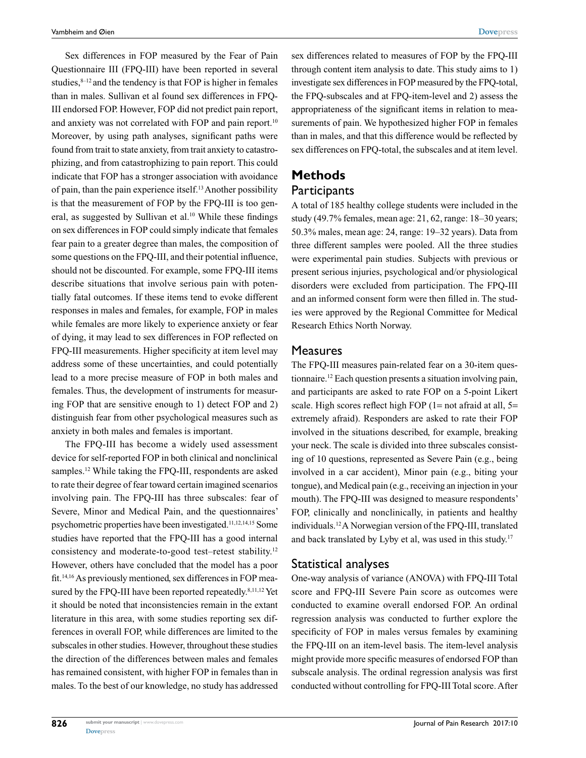Sex differences in FOP measured by the Fear of Pain Questionnaire III (FPQ-III) have been reported in several studies,[8–12] and the tendency is that FOP is higher in females than in males. Sullivan et al found sex differences in FPQ-III endorsed FOP. However, FOP did not predict pain report, and anxiety was not correlated with FOP and pain report.[10] Moreover, by using path analyses, significant paths were found from trait to state anxiety, from trait anxiety to catastrophizing, and from catastrophizing to pain report. This could indicate that FOP has a stronger association with avoidance of pain, than the pain experience itself.[13] Another possibility is that the measurement of FOP by the FPQ-III is too general, as suggested by Sullivan et al.[10] While these findings on sex differences in FOP could simply indicate that females fear pain to a greater degree than males, the composition of some questions on the FPQ-III, and their potential influence, should not be discounted. For example, some FPQ-III items describe situations that involve serious pain with potentially fatal outcomes. If these items tend to evoke different responses in males and females, for example, FOP in males while females are more likely to experience anxiety or fear of dying, it may lead to sex differences in FOP reflected on FPQ-III measurements. Higher specificity at item level may address some of these uncertainties, and could potentially lead to a more precise measure of FOP in both males and females. Thus, the development of instruments for measuring FOP that are sensitive enough to 1) detect FOP and 2) distinguish fear from other psychological measures such as anxiety in both males and females is important.

The FPQ-III has become a widely used assessment device for self-reported FOP in both clinical and nonclinical samples.[12] While taking the FPQ-III, respondents are asked to rate their degree of fear toward certain imagined scenarios involving pain. The FPQ-III has three subscales: fear of Severe, Minor and Medical Pain, and the questionnaires' psychometric properties have been investigated.[11,12,14,15] Some studies have reported that the FPQ-III has a good internal consistency and moderate-to-good test–retest stability.[12] However, others have concluded that the model has a poor fit.[14,16] As previously mentioned, sex differences in FOP measured by the FPQ-III have been reported repeatedly.[8,11,12] Yet it should be noted that inconsistencies remain in the extant literature in this area, with some studies reporting sex differences in overall FOP, while differences are limited to the subscales in other studies. However, throughout these studies the direction of the differences between males and females has remained consistent, with higher FOP in females than in males. To the best of our knowledge, no study has addressed sex differences related to measures of FOP by the FPQ-III through content item analysis to date. This study aims to 1) investigate sex differences in FOP measured by the FPQ-total, the FPQ-subscales and at FPQ-item-level and 2) assess the appropriateness of the significant items in relation to measurements of pain. We hypothesized higher FOP in females than in males, and that this difference would be reflected by sex differences on FPQ-total, the subscales and at item level.

# Methods

## Participants

A total of 185 healthy college students were included in the study (49.7% females, mean age: 21, 62, range: 18–30 years; 50.3% males, mean age: 24, range: 19–32 years). Data from three different samples were pooled. All the three studies were experimental pain studies. Subjects with previous or present serious injuries, psychological and/or physiological disorders were excluded from participation. The FPQ-III and an informed consent form were then filled in. The studies were approved by the Regional Committee for Medical Research Ethics North Norway.

## Measures

The FPQ-III measures pain-related fear on a 30-item questionnaire.[12] Each question presents a situation involving pain, and participants are asked to rate FOP on a 5-point Likert scale. High scores reflect high FOP (1= not afraid at all, 5= extremely afraid). Responders are asked to rate their FOP involved in the situations described, for example, breaking your neck. The scale is divided into three subscales consisting of 10 questions, represented as Severe Pain (e.g., being involved in a car accident), Minor pain (e.g., biting your tongue), and Medical pain (e.g., receiving an injection in your mouth). The FPQ-III was designed to measure respondents' FOP, clinically and nonclinically, in patients and healthy individuals.[12] A Norwegian version of the FPQ-III, translated and back translated by Lyby et al, was used in this study.[17]

## Statistical analyses

One-way analysis of variance (ANOVA) with FPQ-III Total score and FPQ-III Severe Pain score as outcomes were conducted to examine overall endorsed FOP. An ordinal regression analysis was conducted to further explore the specificity of FOP in males versus females by examining the FPQ-III on an item-level basis. The item-level analysis might provide more specific measures of endorsed FOP than subscale analysis. The ordinal regression analysis was first conducted without controlling for FPQ-III Total score. After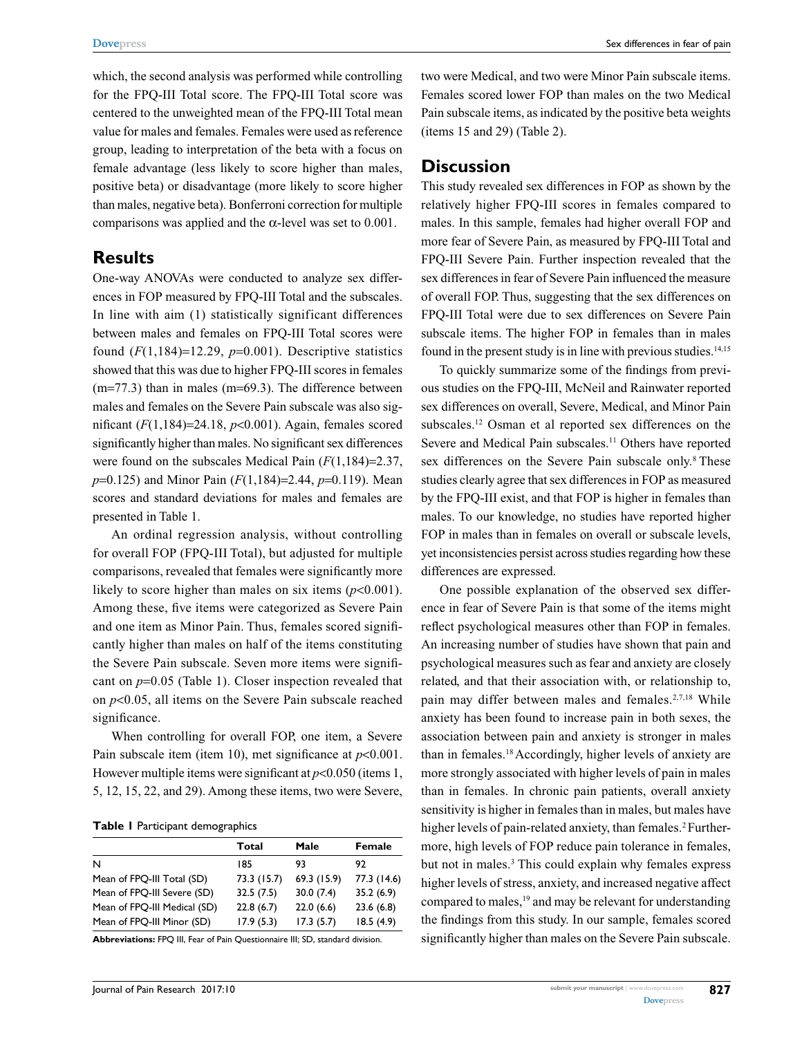which, the second analysis was performed while controlling for the FPQ-III Total score. The FPQ-III Total score was centered to the unweighted mean of the FPQ-III Total mean value for males and females. Females were used as reference group, leading to interpretation of the beta with a focus on female advantage (less likely to score higher than males, positive beta) or disadvantage (more likely to score higher than males, negative beta). Bonferroni correction for multiple comparisons was applied and the $\alpha$-level was set to 0.001.

## Results

One-way ANOVAs were conducted to analyze sex differences in FOP measured by FPQ-III Total and the subscales. In line with aim (1) statistically significant differences between males and females on FPQ-III Total scores were found ($F(1,184)=12.29$, $p=0.001$). Descriptive statistics showed that this was due to higher FPQ-III scores in females (m=77.3) than in males (m=69.3). The difference between males and females on the Severe Pain subscale was also significant ($F(1,184)=24.18$, $p<0.001$). Again, females scored significantly higher than males. No significant sex differences were found on the subscales Medical Pain ($F(1,184)=2.37$, $p=0.125$) and Minor Pain ($F(1,184)=2.44$, $p=0.119$). Mean scores and standard deviations for males and females are presented in Table 1.

An ordinal regression analysis, without controlling for overall FOP (FPQ-III Total), but adjusted for multiple comparisons, revealed that females were significantly more likely to score higher than males on six items ($p<0.001$). Among these, five items were categorized as Severe Pain and one item as Minor Pain. Thus, females scored significantly higher than males on half of the items constituting the Severe Pain subscale. Seven more items were significant on $p=0.05$ (Table 1). Closer inspection revealed that on $p<0.05$, all items on the Severe Pain subscale reached significance.

When controlling for overall FOP, one item, a Severe Pain subscale item (item 10), met significance at $p<0.001$. However multiple items were significant at $p<0.050$ (items 1, 5, 12, 15, 22, and 29). Among these items, two were Severe, two were Medical, and two were Minor Pain subscale items. Females scored lower FOP than males on the two Medical Pain subscale items, as indicated by the positive beta weights (items 15 and 29) (Table 2).

**Table 1** Participant demographics

| | Total | Male | Female |
|---|---|---|---|
| N | 185 | 93 | 92 |
| Mean of FPQ-III Total (SD) | 73.3 (15.7) | 69.3 (15.9) | 77.3 (14.6) |
| Mean of FPQ-III Severe (SD) | 32.5 (7.5) | 30.0 (7.4) | 35.2 (6.9) |
| Mean of FPQ-III Medical (SD) | 22.8 (6.7) | 22.0 (6.6) | 23.6 (6.8) |
| Mean of FPQ-III Minor (SD) | 17.9 (5.3) | 17.3 (5.7) | 18.5 (4.9) |

**Abbreviations:** FPQ III, Fear of Pain Questionnaire III; SD, standard division.

## Discussion

This study revealed sex differences in FOP as shown by the relatively higher FPQ-III scores in females compared to males. In this sample, females had higher overall FOP and more fear of Severe Pain, as measured by FPQ-III Total and FPQ-III Severe Pain. Further inspection revealed that the sex differences in fear of Severe Pain influenced the measure of overall FOP. Thus, suggesting that the sex differences on FPQ-III Total were due to sex differences on Severe Pain subscale items. The higher FOP in females than in males found in the present study is in line with previous studies.[14,15]

To quickly summarize some of the findings from previous studies on the FPQ-III, McNeil and Rainwater reported sex differences on overall, Severe, Medical, and Minor Pain subscales.[12] Osman et al reported sex differences on the Severe and Medical Pain subscales.[11] Others have reported sex differences on the Severe Pain subscale only.[8] These studies clearly agree that sex differences in FOP as measured by the FPQ-III exist, and that FOP is higher in females than males. To our knowledge, no studies have reported higher FOP in males than in females on overall or subscale levels, yet inconsistencies persist across studies regarding how these differences are expressed.

One possible explanation of the observed sex difference in fear of Severe Pain is that some of the items might reflect psychological measures other than FOP in females. An increasing number of studies have shown that pain and psychological measures such as fear and anxiety are closely related, and that their association with, or relationship to, pain may differ between males and females.[2,7,18] While anxiety has been found to increase pain in both sexes, the association between pain and anxiety is stronger in males than in females.[18] Accordingly, higher levels of anxiety are more strongly associated with higher levels of pain in males than in females. In chronic pain patients, overall anxiety sensitivity is higher in females than in males, but males have higher levels of pain-related anxiety, than females.[2] Furthermore, high levels of FOP reduce pain tolerance in females, but not in males.[3] This could explain why females express higher levels of stress, anxiety, and increased negative affect compared to males,[19] and may be relevant for understanding the findings from this study. In our sample, females scored significantly higher than males on the Severe Pain subscale.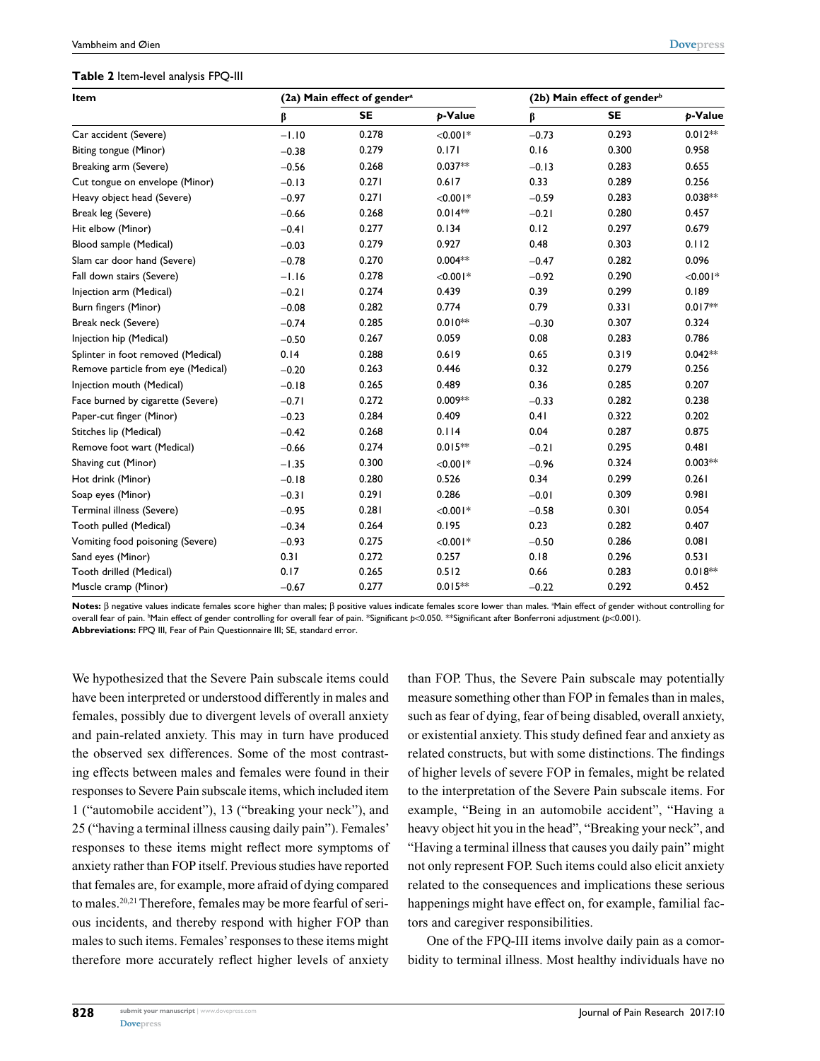**Table 2** Item-level analysis FPQ-III

| Item | (2a) Main effect of gender[a] | | | (2b) Main effect of gender[b] | | |
|---|---|---|---|---|---|---|
| | β | SE | *p*-Value | β | SE | *p*-Value |
| Car accident (Severe) | −1.10 | 0.278 | <0.001* | −0.73 | 0.293 | 0.012** |
| Biting tongue (Minor) | −0.38 | 0.279 | 0.171 | 0.16 | 0.300 | 0.958 |
| Breaking arm (Severe) | −0.56 | 0.268 | 0.037** | −0.13 | 0.283 | 0.655 |
| Cut tongue on envelope (Minor) | −0.13 | 0.271 | 0.617 | 0.33 | 0.289 | 0.256 |
| Heavy object head (Severe) | −0.97 | 0.271 | <0.001* | −0.59 | 0.283 | 0.038** |
| Break leg (Severe) | −0.66 | 0.268 | 0.014** | −0.21 | 0.280 | 0.457 |
| Hit elbow (Minor) | −0.41 | 0.277 | 0.134 | 0.12 | 0.297 | 0.679 |
| Blood sample (Medical) | −0.03 | 0.279 | 0.927 | 0.48 | 0.303 | 0.112 |
| Slam car door hand (Severe) | −0.78 | 0.270 | 0.004** | −0.47 | 0.282 | 0.096 |
| Fall down stairs (Severe) | −1.16 | 0.278 | <0.001* | −0.92 | 0.290 | <0.001* |
| Injection arm (Medical) | −0.21 | 0.274 | 0.439 | 0.39 | 0.299 | 0.189 |
| Burn fingers (Minor) | −0.08 | 0.282 | 0.774 | 0.79 | 0.331 | 0.017** |
| Break neck (Severe) | −0.74 | 0.285 | 0.010** | −0.30 | 0.307 | 0.324 |
| Injection hip (Medical) | −0.50 | 0.267 | 0.059 | 0.08 | 0.283 | 0.786 |
| Splinter in foot removed (Medical) | 0.14 | 0.288 | 0.619 | 0.65 | 0.319 | 0.042** |
| Remove particle from eye (Medical) | −0.20 | 0.263 | 0.446 | 0.32 | 0.279 | 0.256 |
| Injection mouth (Medical) | −0.18 | 0.265 | 0.489 | 0.36 | 0.285 | 0.207 |
| Face burned by cigarette (Severe) | −0.71 | 0.272 | 0.009** | −0.33 | 0.282 | 0.238 |
| Paper-cut finger (Minor) | −0.23 | 0.284 | 0.409 | 0.41 | 0.322 | 0.202 |
| Stitches lip (Medical) | −0.42 | 0.268 | 0.114 | 0.04 | 0.287 | 0.875 |
| Remove foot wart (Medical) | −0.66 | 0.274 | 0.015** | −0.21 | 0.295 | 0.481 |
| Shaving cut (Minor) | −1.35 | 0.300 | <0.001* | −0.96 | 0.324 | 0.003** |
| Hot drink (Minor) | −0.18 | 0.280 | 0.526 | 0.34 | 0.299 | 0.261 |
| Soap eyes (Minor) | −0.31 | 0.291 | 0.286 | −0.01 | 0.309 | 0.981 |
| Terminal illness (Severe) | −0.95 | 0.281 | <0.001* | −0.58 | 0.301 | 0.054 |
| Tooth pulled (Medical) | −0.34 | 0.264 | 0.195 | 0.23 | 0.282 | 0.407 |
| Vomiting food poisoning (Severe) | −0.93 | 0.275 | <0.001* | −0.50 | 0.286 | 0.081 |
| Sand eyes (Minor) | 0.31 | 0.272 | 0.257 | 0.18 | 0.296 | 0.531 |
| Tooth drilled (Medical) | 0.17 | 0.265 | 0.512 | 0.66 | 0.283 | 0.018** |
| Muscle cramp (Minor) | −0.67 | 0.277 | 0.015** | −0.22 | 0.292 | 0.452 |

**Notes:** β negative values indicate females score higher than males; β positive values indicate females score lower than males. [a]Main effect of gender without controlling for overall fear of pain. [b]Main effect of gender controlling for overall fear of pain. *Significant $p<0.050$. **Significant after Bonferroni adjustment ($p<0.001$).
**Abbreviations:** FPQ III, Fear of Pain Questionnaire III; SE, standard error.

We hypothesized that the Severe Pain subscale items could have been interpreted or understood differently in males and females, possibly due to divergent levels of overall anxiety and pain-related anxiety. This may in turn have produced the observed sex differences. Some of the most contrasting effects between males and females were found in their responses to Severe Pain subscale items, which included item 1 ("automobile accident"), 13 ("breaking your neck"), and 25 ("having a terminal illness causing daily pain"). Females' responses to these items might reflect more symptoms of anxiety rather than FOP itself. Previous studies have reported that females are, for example, more afraid of dying compared to males.[20,21] Therefore, females may be more fearful of serious incidents, and thereby respond with higher FOP than males to such items. Females' responses to these items might therefore more accurately reflect higher levels of anxiety than FOP. Thus, the Severe Pain subscale may potentially measure something other than FOP in females than in males, such as fear of dying, fear of being disabled, overall anxiety, or existential anxiety. This study defined fear and anxiety as related constructs, but with some distinctions. The findings of higher levels of severe FOP in females, might be related to the interpretation of the Severe Pain subscale items. For example, "Being in an automobile accident", "Having a heavy object hit you in the head", "Breaking your neck", and "Having a terminal illness that causes you daily pain" might not only represent FOP. Such items could also elicit anxiety related to the consequences and implications these serious happenings might have effect on, for example, familial factors and caregiver responsibilities.

One of the FPQ-III items involve daily pain as a comorbidity to terminal illness. Most healthy individuals have no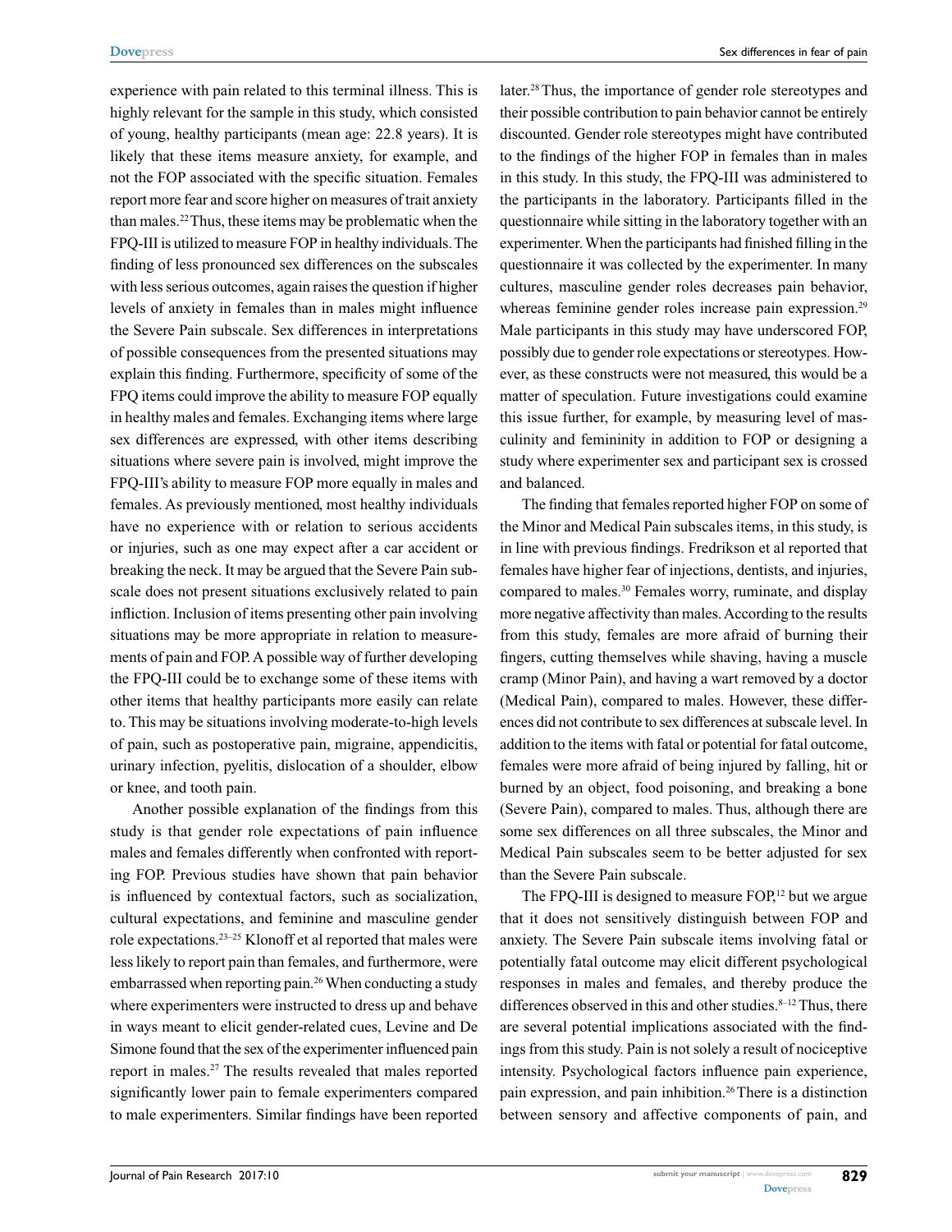experience with pain related to this terminal illness. This is highly relevant for the sample in this study, which consisted of young, healthy participants (mean age: 22.8 years). It is likely that these items measure anxiety, for example, and not the FOP associated with the specific situation. Females report more fear and score higher on measures of trait anxiety than males.[22] Thus, these items may be problematic when the FPQ-III is utilized to measure FOP in healthy individuals. The finding of less pronounced sex differences on the subscales with less serious outcomes, again raises the question if higher levels of anxiety in females than in males might influence the Severe Pain subscale. Sex differences in interpretations of possible consequences from the presented situations may explain this finding. Furthermore, specificity of some of the FPQ items could improve the ability to measure FOP equally in healthy males and females. Exchanging items where large sex differences are expressed, with other items describing situations where severe pain is involved, might improve the FPQ-III's ability to measure FOP more equally in males and females. As previously mentioned, most healthy individuals have no experience with or relation to serious accidents or injuries, such as one may expect after a car accident or breaking the neck. It may be argued that the Severe Pain subscale does not present situations exclusively related to pain infliction. Inclusion of items presenting other pain involving situations may be more appropriate in relation to measurements of pain and FOP. A possible way of further developing the FPQ-III could be to exchange some of these items with other items that healthy participants more easily can relate to. This may be situations involving moderate-to-high levels of pain, such as postoperative pain, migraine, appendicitis, urinary infection, pyelitis, dislocation of a shoulder, elbow or knee, and tooth pain.

Another possible explanation of the findings from this study is that gender role expectations of pain influence males and females differently when confronted with reporting FOP. Previous studies have shown that pain behavior is influenced by contextual factors, such as socialization, cultural expectations, and feminine and masculine gender role expectations.[23–25] Klonoff et al reported that males were less likely to report pain than females, and furthermore, were embarrassed when reporting pain.[26] When conducting a study where experimenters were instructed to dress up and behave in ways meant to elicit gender-related cues, Levine and De Simone found that the sex of the experimenter influenced pain report in males.[27] The results revealed that males reported significantly lower pain to female experimenters compared to male experimenters. Similar findings have been reported later.[28] Thus, the importance of gender role stereotypes and their possible contribution to pain behavior cannot be entirely discounted. Gender role stereotypes might have contributed to the findings of the higher FOP in females than in males in this study. In this study, the FPQ-III was administered to the participants in the laboratory. Participants filled in the questionnaire while sitting in the laboratory together with an experimenter. When the participants had finished filling in the questionnaire it was collected by the experimenter. In many cultures, masculine gender roles decreases pain behavior, whereas feminine gender roles increase pain expression.[29] Male participants in this study may have underscored FOP, possibly due to gender role expectations or stereotypes. However, as these constructs were not measured, this would be a matter of speculation. Future investigations could examine this issue further, for example, by measuring level of masculinity and femininity in addition to FOP or designing a study where experimenter sex and participant sex is crossed and balanced.

The finding that females reported higher FOP on some of the Minor and Medical Pain subscales items, in this study, is in line with previous findings. Fredrikson et al reported that females have higher fear of injections, dentists, and injuries, compared to males.[30] Females worry, ruminate, and display more negative affectivity than males. According to the results from this study, females are more afraid of burning their fingers, cutting themselves while shaving, having a muscle cramp (Minor Pain), and having a wart removed by a doctor (Medical Pain), compared to males. However, these differences did not contribute to sex differences at subscale level. In addition to the items with fatal or potential for fatal outcome, females were more afraid of being injured by falling, hit or burned by an object, food poisoning, and breaking a bone (Severe Pain), compared to males. Thus, although there are some sex differences on all three subscales, the Minor and Medical Pain subscales seem to be better adjusted for sex than the Severe Pain subscale.

The FPQ-III is designed to measure FOP,[12] but we argue that it does not sensitively distinguish between FOP and anxiety. The Severe Pain subscale items involving fatal or potentially fatal outcome may elicit different psychological responses in males and females, and thereby produce the differences observed in this and other studies.[8–12] Thus, there are several potential implications associated with the findings from this study. Pain is not solely a result of nociceptive intensity. Psychological factors influence pain experience, pain expression, and pain inhibition.[26] There is a distinction between sensory and affective components of pain, and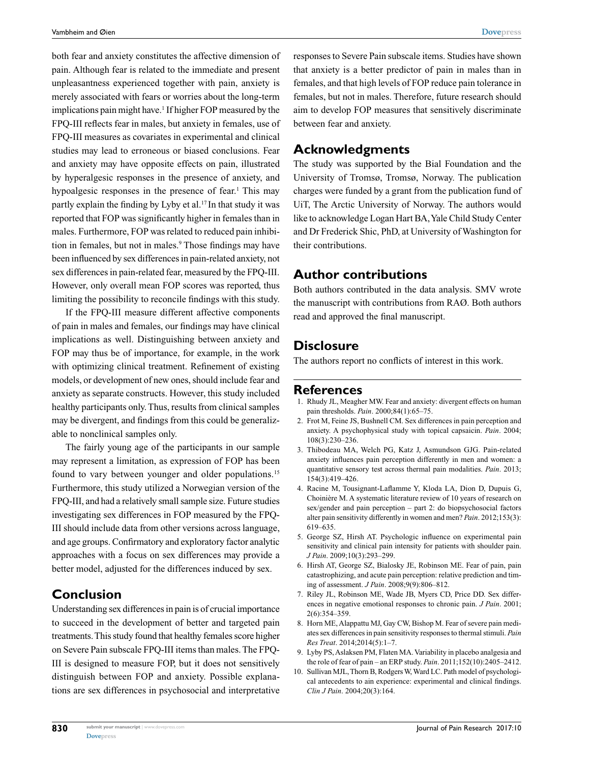both fear and anxiety constitutes the affective dimension of pain. Although fear is related to the immediate and present unpleasantness experienced together with pain, anxiety is merely associated with fears or worries about the long-term implications pain might have.[1] If higher FOP measured by the FPQ-III reflects fear in males, but anxiety in females, use of FPQ-III measures as covariates in experimental and clinical studies may lead to erroneous or biased conclusions. Fear and anxiety may have opposite effects on pain, illustrated by hyperalgesic responses in the presence of anxiety, and hypoalgesic responses in the presence of fear.[1] This may partly explain the finding by Lyby et al.[17] In that study it was reported that FOP was significantly higher in females than in males. Furthermore, FOP was related to reduced pain inhibition in females, but not in males.[9] Those findings may have been influenced by sex differences in pain-related anxiety, not sex differences in pain-related fear, measured by the FPQ-III. However, only overall mean FOP scores was reported, thus limiting the possibility to reconcile findings with this study.

If the FPQ-III measure different affective components of pain in males and females, our findings may have clinical implications as well. Distinguishing between anxiety and FOP may thus be of importance, for example, in the work with optimizing clinical treatment. Refinement of existing models, or development of new ones, should include fear and anxiety as separate constructs. However, this study included healthy participants only. Thus, results from clinical samples may be divergent, and findings from this could be generalizable to nonclinical samples only.

The fairly young age of the participants in our sample may represent a limitation, as expression of FOP has been found to vary between younger and older populations.[15] Furthermore, this study utilized a Norwegian version of the FPQ-III, and had a relatively small sample size. Future studies investigating sex differences in FOP measured by the FPQ-III should include data from other versions across language, and age groups. Confirmatory and exploratory factor analytic approaches with a focus on sex differences may provide a better model, adjusted for the differences induced by sex.

## Conclusion

Understanding sex differences in pain is of crucial importance to succeed in the development of better and targeted pain treatments. This study found that healthy females score higher on Severe Pain subscale FPQ-III items than males. The FPQ-III is designed to measure FOP, but it does not sensitively distinguish between FOP and anxiety. Possible explanations are sex differences in psychosocial and interpretative responses to Severe Pain subscale items. Studies have shown that anxiety is a better predictor of pain in males than in females, and that high levels of FOP reduce pain tolerance in females, but not in males. Therefore, future research should aim to develop FOP measures that sensitively discriminate between fear and anxiety.

## Acknowledgments

The study was supported by the Bial Foundation and the University of Tromsø, Tromsø, Norway. The publication charges were funded by a grant from the publication fund of UiT, The Arctic University of Norway. The authors would like to acknowledge Logan Hart BA, Yale Child Study Center and Dr Frederick Shic, PhD, at University of Washington for their contributions.

## Author contributions

Both authors contributed in the data analysis. SMV wrote the manuscript with contributions from RAØ. Both authors read and approved the final manuscript.

## Disclosure

The authors report no conflicts of interest in this work.

## References

1. Rhudy JL, Meagher MW. Fear and anxiety: divergent effects on human pain thresholds. *Pain*. 2000;84(1):65–75.
2. Frot M, Feine JS, Bushnell CM. Sex differences in pain perception and anxiety. A psychophysical study with topical capsaicin. *Pain*. 2004;108(3):230–236.
3. Thibodeau MA, Welch PG, Katz J, Asmundson GJG. Pain-related anxiety influences pain perception differently in men and women: a quantitative sensory test across thermal pain modalities. *Pain*. 2013;154(3):419–426.
4. Racine M, Tousignant-Laflamme Y, Kloda LA, Dion D, Dupuis G, Choinière M. A systematic literature review of 10 years of research on sex/gender and pain perception – part 2: do biopsychosocial factors alter pain sensitivity differently in women and men? *Pain*. 2012;153(3):619–635.
5. George SZ, Hirsh AT. Psychologic influence on experimental pain sensitivity and clinical pain intensity for patients with shoulder pain. *J Pain*. 2009;10(3):293–299.
6. Hirsh AT, George SZ, Bialosky JE, Robinson ME. Fear of pain, pain catastrophizing, and acute pain perception: relative prediction and timing of assessment. *J Pain*. 2008;9(9):806–812.
7. Riley JL, Robinson ME, Wade JB, Myers CD, Price DD. Sex differences in negative emotional responses to chronic pain. *J Pain*. 2001;2(6):354–359.
8. Horn ME, Alappattu MJ, Gay CW, Bishop M. Fear of severe pain mediates sex differences in pain sensitivity responses to thermal stimuli. *Pain Res Treat*. 2014;2014(5):1–7.
9. Lyby PS, Aslaksen PM, Flaten MA. Variability in placebo analgesia and the role of fear of pain – an ERP study. *Pain*. 2011;152(10):2405–2412.
10. Sullivan MJL, Thorn B, Rodgers W, Ward LC. Path model of psychological antecedents to ain experience: experimental and clinical findings. *Clin J Pain*. 2004;20(3):164.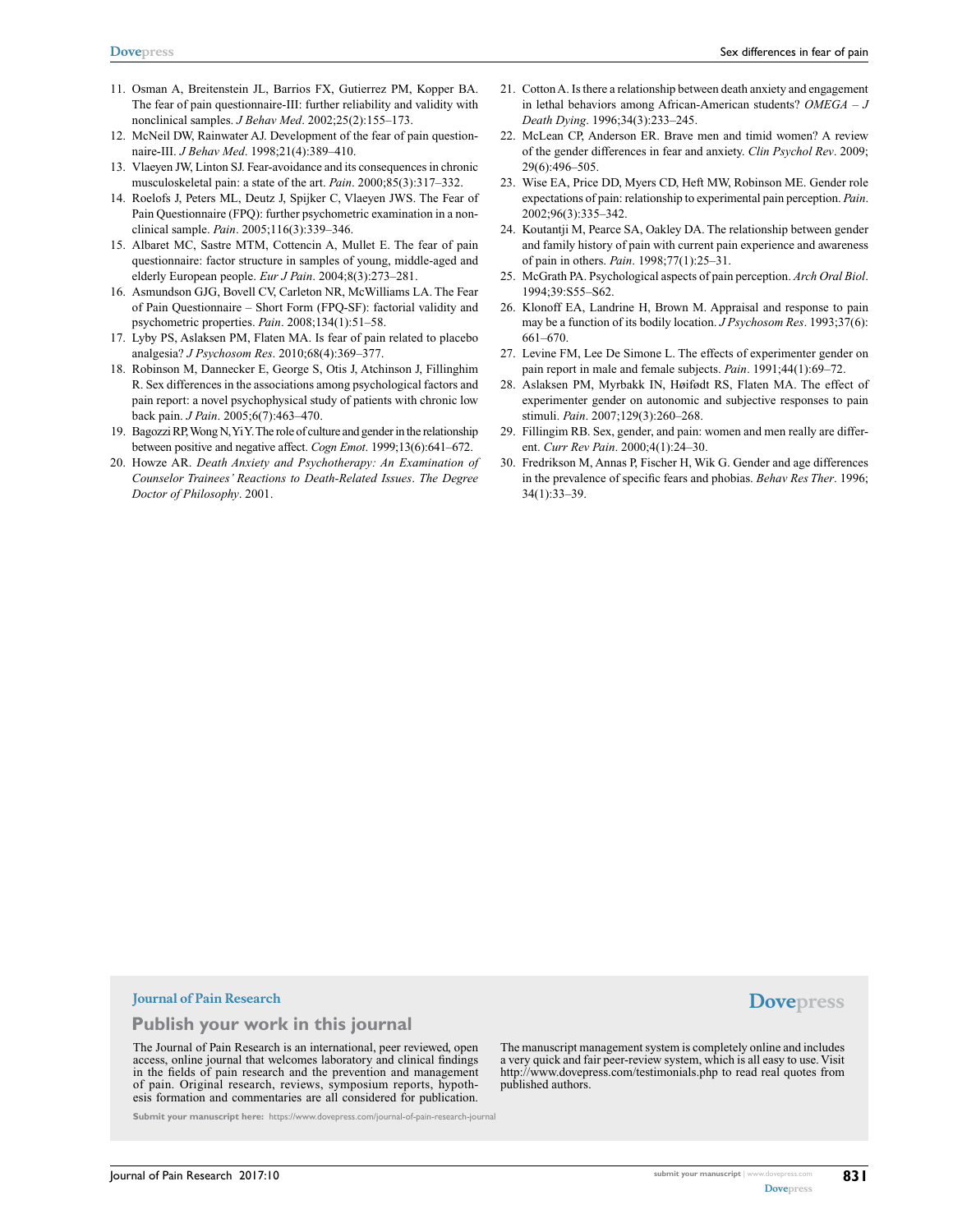11. Osman A, Breitenstein JL, Barrios FX, Gutierrez PM, Kopper BA. The fear of pain questionnaire-III: further reliability and validity with nonclinical samples. *J Behav Med*. 2002;25(2):155–173.
12. McNeil DW, Rainwater AJ. Development of the fear of pain questionnaire-III. *J Behav Med*. 1998;21(4):389–410.
13. Vlaeyen JW, Linton SJ. Fear-avoidance and its consequences in chronic musculoskeletal pain: a state of the art. *Pain*. 2000;85(3):317–332.
14. Roelofs J, Peters ML, Deutz J, Spijker C, Vlaeyen JWS. The Fear of Pain Questionnaire (FPQ): further psychometric examination in a nonclinical sample. *Pain*. 2005;116(3):339–346.
15. Albaret MC, Sastre MTM, Cottencin A, Mullet E. The fear of pain questionnaire: factor structure in samples of young, middle-aged and elderly European people. *Eur J Pain*. 2004;8(3):273–281.
16. Asmundson GJG, Bovell CV, Carleton NR, McWilliams LA. The Fear of Pain Questionnaire – Short Form (FPQ-SF): factorial validity and psychometric properties. *Pain*. 2008;134(1):51–58.
17. Lyby PS, Aslaksen PM, Flaten MA. Is fear of pain related to placebo analgesia? *J Psychosom Res*. 2010;68(4):369–377.
18. Robinson M, Dannecker E, George S, Otis J, Atchinson J, Fillinghim R. Sex differences in the associations among psychological factors and pain report: a novel psychophysical study of patients with chronic low back pain. *J Pain*. 2005;6(7):463–470.
19. Bagozzi RP, Wong N, Yi Y. The role of culture and gender in the relationship between positive and negative affect. *Cogn Emot*. 1999;13(6):641–672.
20. Howze AR. *Death Anxiety and Psychotherapy: An Examination of Counselor Trainees' Reactions to Death-Related Issues*. *The Degree Doctor of Philosophy*. 2001.
21. Cotton A. Is there a relationship between death anxiety and engagement in lethal behaviors among African-American students? *OMEGA – J Death Dying*. 1996;34(3):233–245.
22. McLean CP, Anderson ER. Brave men and timid women? A review of the gender differences in fear and anxiety. *Clin Psychol Rev*. 2009;29(6):496–505.
23. Wise EA, Price DD, Myers CD, Heft MW, Robinson ME. Gender role expectations of pain: relationship to experimental pain perception. *Pain*. 2002;96(3):335–342.
24. Koutantji M, Pearce SA, Oakley DA. The relationship between gender and family history of pain with current pain experience and awareness of pain in others. *Pain*. 1998;77(1):25–31.
25. McGrath PA. Psychological aspects of pain perception. *Arch Oral Biol*. 1994;39:S55–S62.
26. Klonoff EA, Landrine H, Brown M. Appraisal and response to pain may be a function of its bodily location. *J Psychosom Res*. 1993;37(6):661–670.
27. Levine FM, Lee De Simone L. The effects of experimenter gender on pain report in male and female subjects. *Pain*. 1991;44(1):69–72.
28. Aslaksen PM, Myrbakk IN, Høifødt RS, Flaten MA. The effect of experimenter gender on autonomic and subjective responses to pain stimuli. *Pain*. 2007;129(3):260–268.
29. Fillingim RB. Sex, gender, and pain: women and men really are different. *Curr Rev Pain*. 2000;4(1):24–30.
30. Fredrikson M, Annas P, Fischer H, Wik G. Gender and age differences in the prevalence of specific fears and phobias. *Behav Res Ther*. 1996;34(1):33–39.

**Journal of Pain Research**

## Publish your work in this journal

The Journal of Pain Research is an international, peer reviewed, open access, online journal that welcomes laboratory and clinical findings in the fields of pain research and the prevention and management of pain. Original research, reviews, symposium reports, hypothesis formation and commentaries are all considered for publication. The manuscript management system is completely online and includes a very quick and fair peer-review system, which is all easy to use. Visit http://www.dovepress.com/testimonials.php to read real quotes from published authors.

**Submit your manuscript here:** https://www.dovepress.com/journal-of-pain-research-journal